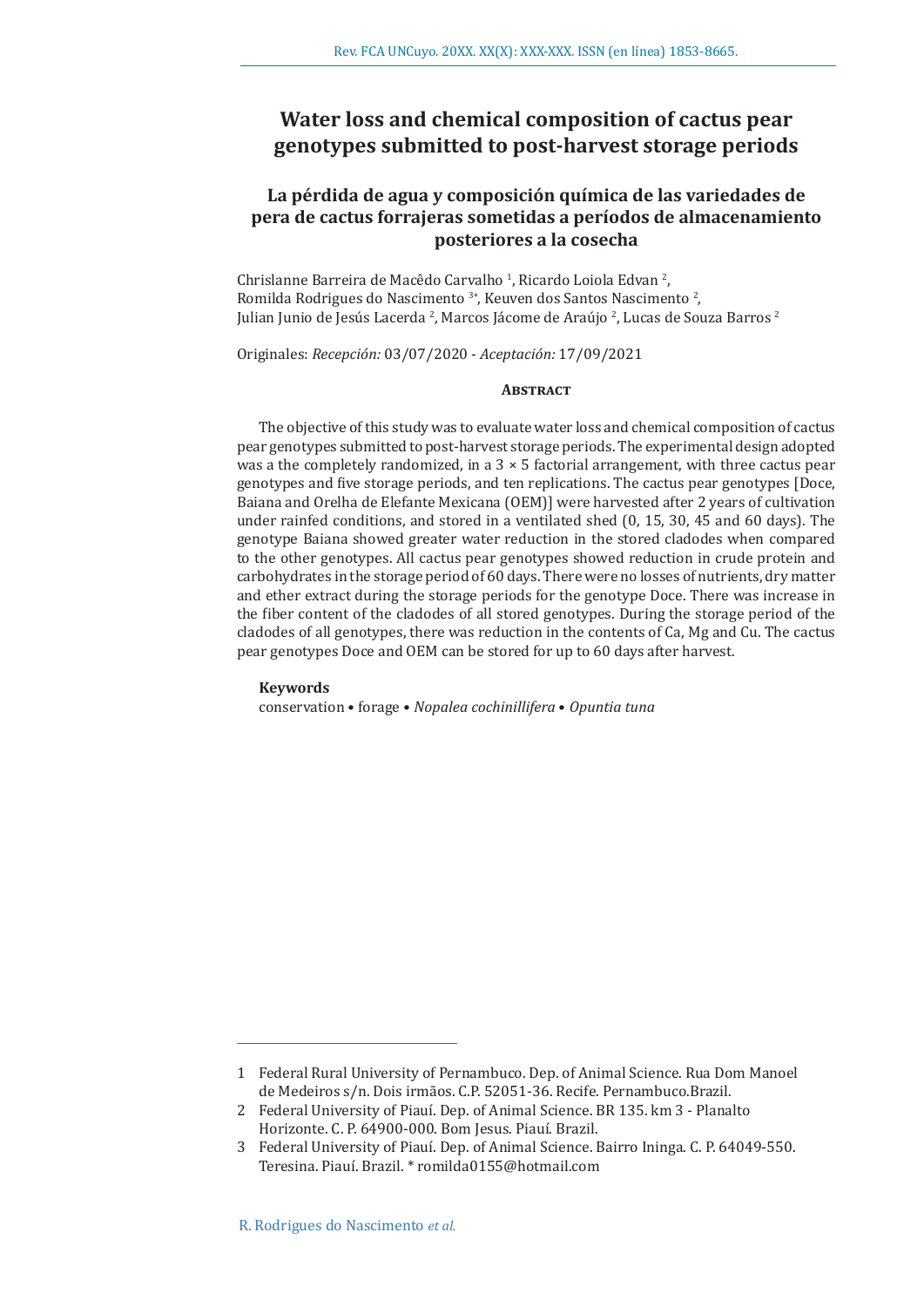# Water loss and chemical composition of cactus pear genotypes submitted to post-harvest storage periods

## La pérdida de agua y composición química de las variedades de pera de cactus forrajeras sometidas a períodos de almacenamiento posteriores a la cosecha

Chrislanne Barreira de Macêdo Carvalho [1], Ricardo Loiola Edvan [2], Romilda Rodrigues do Nascimento [3*], Keuven dos Santos Nascimento [2], Julian Junio de Jesús Lacerda [2], Marcos Jácome de Araújo [2], Lucas de Souza Barros [2]

Originales: *Recepción:* 03/07/2020 - *Aceptación:* 17/09/2021

### Abstract

The objective of this study was to evaluate water loss and chemical composition of cactus pear genotypes submitted to post-harvest storage periods. The experimental design adopted was a the completely randomized, in a 3 × 5 factorial arrangement, with three cactus pear genotypes and five storage periods, and ten replications. The cactus pear genotypes [Doce, Baiana and Orelha de Elefante Mexicana (OEM)] were harvested after 2 years of cultivation under rainfed conditions, and stored in a ventilated shed (0, 15, 30, 45 and 60 days). The genotype Baiana showed greater water reduction in the stored cladodes when compared to the other genotypes. All cactus pear genotypes showed reduction in crude protein and carbohydrates in the storage period of 60 days. There were no losses of nutrients, dry matter and ether extract during the storage periods for the genotype Doce. There was increase in the fiber content of the cladodes of all stored genotypes. During the storage period of the cladodes of all genotypes, there was reduction in the contents of Ca, Mg and Cu. The cactus pear genotypes Doce and OEM can be stored for up to 60 days after harvest.

**Keywords**

conservation • forage • *Nopalea cochinillifera* • *Opuntia tuna*

---

1 Federal Rural University of Pernambuco. Dep. of Animal Science. Rua Dom Manoel de Medeiros s/n. Dois irmãos. C.P. 52051-36. Recife. Pernambuco.Brazil.

2 Federal University of Piauí. Dep. of Animal Science. BR 135. km 3 - Planalto Horizonte. C. P. 64900-000. Bom Jesus. Piauí. Brazil.

3 Federal University of Piauí. Dep. of Animal Science. Bairro Ininga. C. P. 64049-550. Teresina. Piauí. Brazil. * romilda0155@hotmail.com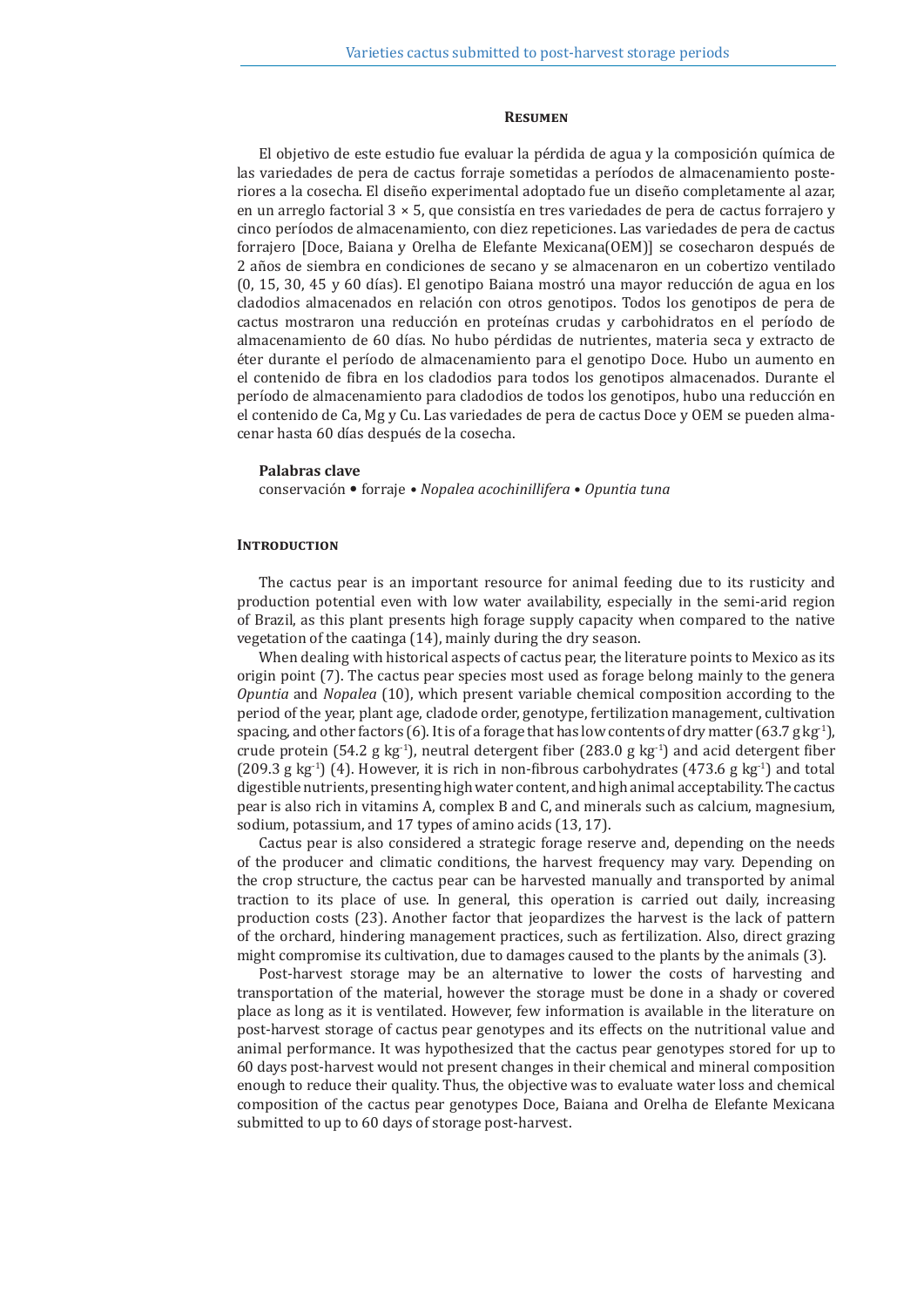## Resumen

El objetivo de este estudio fue evaluar la pérdida de agua y la composición química de las variedades de pera de cactus forraje sometidas a períodos de almacenamiento posteriores a la cosecha. El diseño experimental adoptado fue un diseño completamente al azar, en un arreglo factorial 3 × 5, que consistía en tres variedades de pera de cactus forrajero y cinco períodos de almacenamiento, con diez repeticiones. Las variedades de pera de cactus forrajero [Doce, Baiana y Orelha de Elefante Mexicana(OEM)] se cosecharon después de 2 años de siembra en condiciones de secano y se almacenaron en un cobertizo ventilado (0, 15, 30, 45 y 60 días). El genotipo Baiana mostró una mayor reducción de agua en los cladodios almacenados en relación con otros genotipos. Todos los genotipos de pera de cactus mostraron una reducción en proteínas crudas y carbohidratos en el período de almacenamiento de 60 días. No hubo pérdidas de nutrientes, materia seca y extracto de éter durante el período de almacenamiento para el genotipo Doce. Hubo un aumento en el contenido de fibra en los cladodios para todos los genotipos almacenados. Durante el período de almacenamiento para cladodios de todos los genotipos, hubo una reducción en el contenido de Ca, Mg y Cu. Las variedades de pera de cactus Doce y OEM se pueden almacenar hasta 60 días después de la cosecha.

**Palabras clave**

conservación • forraje • *Nopalea acochinillifera* • *Opuntia tuna*

## Introduction

The cactus pear is an important resource for animal feeding due to its rusticity and production potential even with low water availability, especially in the semi-arid region of Brazil, as this plant presents high forage supply capacity when compared to the native vegetation of the caatinga (14), mainly during the dry season.

When dealing with historical aspects of cactus pear, the literature points to Mexico as its origin point (7). The cactus pear species most used as forage belong mainly to the genera *Opuntia* and *Nopalea* (10), which present variable chemical composition according to the period of the year, plant age, cladode order, genotype, fertilization management, cultivation spacing, and other factors (6). It is of a forage that has low contents of dry matter (63.7 g $kg^{-1}$), crude protein (54.2 g $kg^{-1}$), neutral detergent fiber (283.0 g $kg^{-1}$) and acid detergent fiber (209.3 g $kg^{-1}$) (4). However, it is rich in non-fibrous carbohydrates (473.6 g $kg^{-1}$) and total digestible nutrients, presenting high water content, and high animal acceptability. The cactus pear is also rich in vitamins A, complex B and C, and minerals such as calcium, magnesium, sodium, potassium, and 17 types of amino acids (13, 17).

Cactus pear is also considered a strategic forage reserve and, depending on the needs of the producer and climatic conditions, the harvest frequency may vary. Depending on the crop structure, the cactus pear can be harvested manually and transported by animal traction to its place of use. In general, this operation is carried out daily, increasing production costs (23). Another factor that jeopardizes the harvest is the lack of pattern of the orchard, hindering management practices, such as fertilization. Also, direct grazing might compromise its cultivation, due to damages caused to the plants by the animals (3).

Post-harvest storage may be an alternative to lower the costs of harvesting and transportation of the material, however the storage must be done in a shady or covered place as long as it is ventilated. However, few information is available in the literature on post-harvest storage of cactus pear genotypes and its effects on the nutritional value and animal performance. It was hypothesized that the cactus pear genotypes stored for up to 60 days post-harvest would not present changes in their chemical and mineral composition enough to reduce their quality. Thus, the objective was to evaluate water loss and chemical composition of the cactus pear genotypes Doce, Baiana and Orelha de Elefante Mexicana submitted to up to 60 days of storage post-harvest.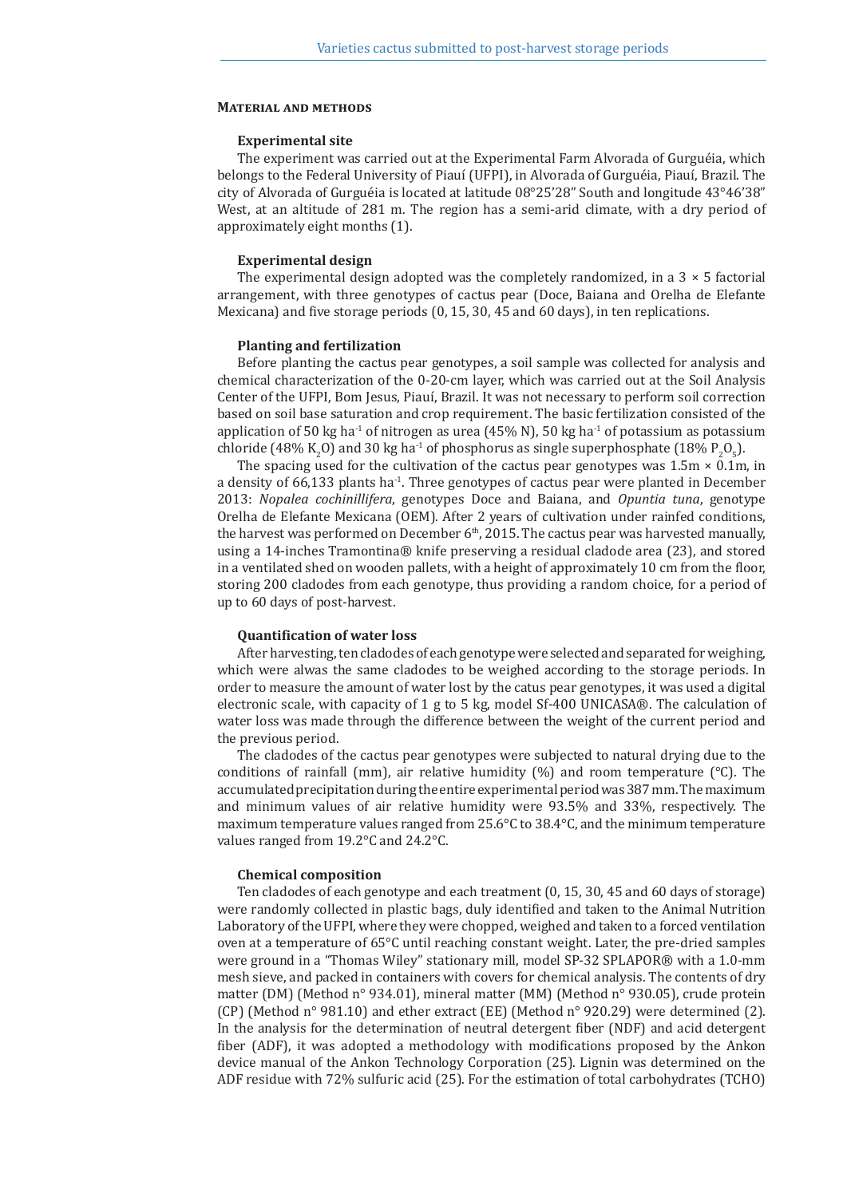## Material and methods

### Experimental site

The experiment was carried out at the Experimental Farm Alvorada of Gurguéia, which belongs to the Federal University of Piauí (UFPI), in Alvorada of Gurguéia, Piauí, Brazil. The city of Alvorada of Gurguéia is located at latitude 08°25'28" South and longitude 43°46'38" West, at an altitude of 281 m. The region has a semi-arid climate, with a dry period of approximately eight months (1).

### Experimental design

The experimental design adopted was the completely randomized, in a 3 × 5 factorial arrangement, with three genotypes of cactus pear (Doce, Baiana and Orelha de Elefante Mexicana) and five storage periods (0, 15, 30, 45 and 60 days), in ten replications.

### Planting and fertilization

Before planting the cactus pear genotypes, a soil sample was collected for analysis and chemical characterization of the 0-20-cm layer, which was carried out at the Soil Analysis Center of the UFPI, Bom Jesus, Piauí, Brazil. It was not necessary to perform soil correction based on soil base saturation and crop requirement. The basic fertilization consisted of the application of 50 kg ha$^{-1}$ of nitrogen as urea (45% N), 50 kg ha$^{-1}$ of potassium as potassium chloride (48% $K_2O$) and 30 kg ha$^{-1}$ of phosphorus as single superphosphate (18% $P_2O_5$).

The spacing used for the cultivation of the cactus pear genotypes was 1.5m × 0.1m, in a density of 66,133 plants ha$^{-1}$. Three genotypes of cactus pear were planted in December 2013: *Nopalea cochinillifera*, genotypes Doce and Baiana, and *Opuntia tuna*, genotype Orelha de Elefante Mexicana (OEM). After 2 years of cultivation under rainfed conditions, the harvest was performed on December 6th, 2015. The cactus pear was harvested manually, using a 14-inches Tramontina® knife preserving a residual cladode area (23), and stored in a ventilated shed on wooden pallets, with a height of approximately 10 cm from the floor, storing 200 cladodes from each genotype, thus providing a random choice, for a period of up to 60 days of post-harvest.

### Quantification of water loss

After harvesting, ten cladodes of each genotype were selected and separated for weighing, which were alwas the same cladodes to be weighed according to the storage periods. In order to measure the amount of water lost by the catus pear genotypes, it was used a digital electronic scale, with capacity of 1 g to 5 kg, model Sf-400 UNICASA®. The calculation of water loss was made through the difference between the weight of the current period and the previous period.

The cladodes of the cactus pear genotypes were subjected to natural drying due to the conditions of rainfall (mm), air relative humidity (%) and room temperature (°C). The accumulated precipitation during the entire experimental period was 387 mm. The maximum and minimum values of air relative humidity were 93.5% and 33%, respectively. The maximum temperature values ranged from 25.6°C to 38.4°C, and the minimum temperature values ranged from 19.2°C and 24.2°C.

### Chemical composition

Ten cladodes of each genotype and each treatment (0, 15, 30, 45 and 60 days of storage) were randomly collected in plastic bags, duly identified and taken to the Animal Nutrition Laboratory of the UFPI, where they were chopped, weighed and taken to a forced ventilation oven at a temperature of 65°C until reaching constant weight. Later, the pre-dried samples were ground in a "Thomas Wiley" stationary mill, model SP-32 SPLAPOR® with a 1.0-mm mesh sieve, and packed in containers with covers for chemical analysis. The contents of dry matter (DM) (Method n° 934.01), mineral matter (MM) (Method n° 930.05), crude protein (CP) (Method n° 981.10) and ether extract (EE) (Method n° 920.29) were determined (2). In the analysis for the determination of neutral detergent fiber (NDF) and acid detergent fiber (ADF), it was adopted a methodology with modifications proposed by the Ankon device manual of the Ankon Technology Corporation (25). Lignin was determined on the ADF residue with 72% sulfuric acid (25). For the estimation of total carbohydrates (TCHO)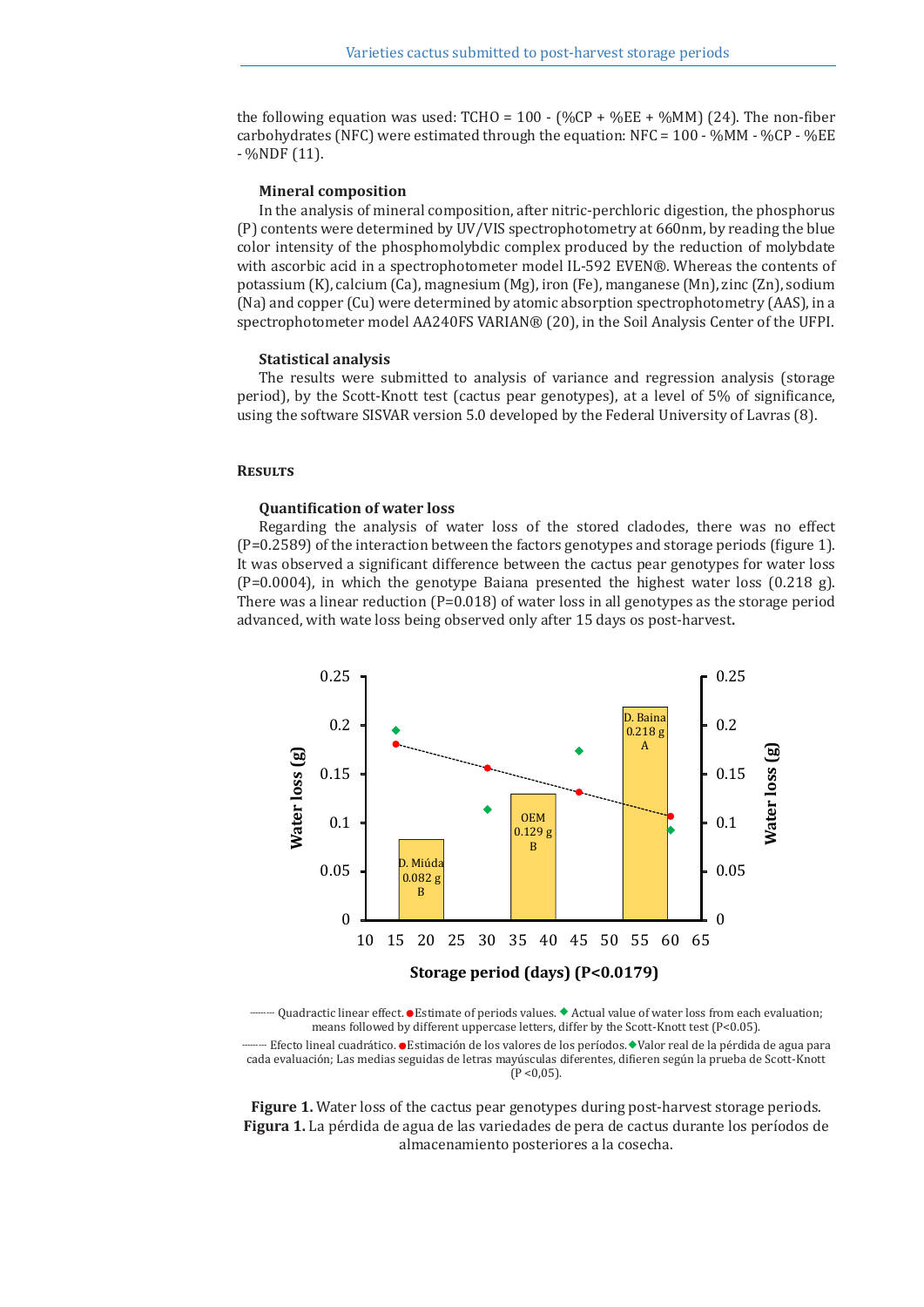the following equation was used: TCHO = 100 - (%CP + %EE + %MM) (24). The non-fiber carbohydrates (NFC) were estimated through the equation: NFC = 100 - %MM - %CP - %EE - %NDF (11).

### Mineral composition

In the analysis of mineral composition, after nitric-perchloric digestion, the phosphorus (P) contents were determined by UV/VIS spectrophotometry at 660nm, by reading the blue color intensity of the phosphomolybdic complex produced by the reduction of molybdate with ascorbic acid in a spectrophotometer model IL-592 EVEN®. Whereas the contents of potassium (K), calcium (Ca), magnesium (Mg), iron (Fe), manganese (Mn), zinc (Zn), sodium (Na) and copper (Cu) were determined by atomic absorption spectrophotometry (AAS), in a spectrophotometer model AA240FS VARIAN® (20), in the Soil Analysis Center of the UFPI.

### Statistical analysis

The results were submitted to analysis of variance and regression analysis (storage period), by the Scott-Knott test (cactus pear genotypes), at a level of 5% of significance, using the software SISVAR version 5.0 developed by the Federal University of Lavras (8).

## Results

### Quantification of water loss

Regarding the analysis of water loss of the stored cladodes, there was no effect (P=0.2589) of the interaction between the factors genotypes and storage periods (figure 1). It was observed a significant difference between the cactus pear genotypes for water loss (P=0.0004), in which the genotype Baiana presented the highest water loss (0.218 g). There was a linear reduction (P=0.018) of water loss in all genotypes as the storage period advanced, with wate loss being observed only after 15 days os post-harvest.

-------- Quadractic linear effect. ● Estimate of periods values. ◆ Actual value of water loss from each evaluation; means followed by different uppercase letters, differ by the Scott-Knott test (P<0.05).

-------- Efecto lineal cuadrático. ● Estimación de los valores de los períodos. ◆ Valor real de la pérdida de agua para cada evaluación; Las medias seguidas de letras mayúsculas diferentes, difieren según la prueba de Scott-Knott (P <0,05).

**Figure 1.** Water loss of the cactus pear genotypes during post-harvest storage periods.
**Figura 1.** La pérdida de agua de las variedades de pera de cactus durante los períodos de almacenamiento posteriores a la cosecha.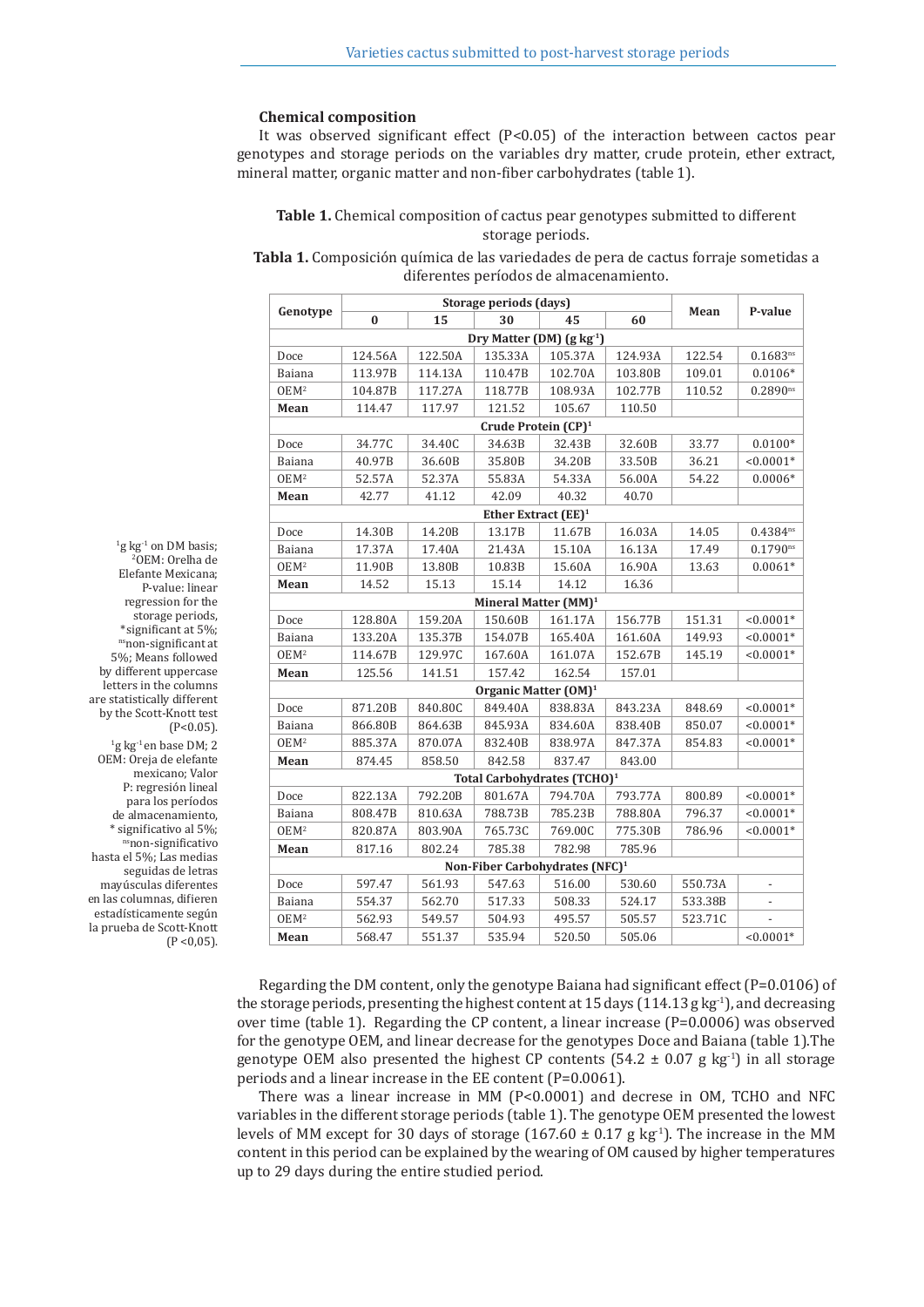### Chemical composition

It was observed significant effect (P<0.05) of the interaction between cactos pear genotypes and storage periods on the variables dry matter, crude protein, ether extract, mineral matter, organic matter and non-fiber carbohydrates (table 1).

**Table 1.** Chemical composition of cactus pear genotypes submitted to different storage periods.

**Tabla 1.** Composición química de las variedades de pera de cactus forraje sometidas a diferentes períodos de almacenamiento.

| Genotype | Storage periods (days) | | | | | Mean | P-value |
|---|---|---|---|---|---|---|---|
| | 0 | 15 | 30 | 45 | 60 | | |
| **Dry Matter (DM) (g kg$^{-1}$)** | | | | | | | |
| Doce | 124.56A | 122.50A | 135.33A | 105.37A | 124.93A | 122.54 | 0.1683$^{ns}$ |
| Baiana | 113.97B | 114.13A | 110.47B | 102.70A | 103.80B | 109.01 | 0.0106* |
| OEM[2] | 104.87B | 117.27A | 118.77B | 108.93A | 102.77B | 110.52 | 0.2890$^{ns}$ |
| **Mean** | 114.47 | 117.97 | 121.52 | 105.67 | 110.50 | | |
| **Crude Protein (CP)[1]** | | | | | | | |
| Doce | 34.77C | 34.40C | 34.63B | 32.43B | 32.60B | 33.77 | 0.0100* |
| Baiana | 40.97B | 36.60B | 35.80B | 34.20B | 33.50B | 36.21 | <0.0001* |
| OEM[2] | 52.57A | 52.37A | 55.83A | 54.33A | 56.00A | 54.22 | 0.0006* |
| **Mean** | 42.77 | 41.12 | 42.09 | 40.32 | 40.70 | | |
| **Ether Extract (EE)[1]** | | | | | | | |
| Doce | 14.30B | 14.20B | 13.17B | 11.67B | 16.03A | 14.05 | 0.4384$^{ns}$ |
| Baiana | 17.37A | 17.40A | 21.43A | 15.10A | 16.13A | 17.49 | 0.1790$^{ns}$ |
| OEM[2] | 11.90B | 13.80B | 10.83B | 15.60A | 16.90A | 13.63 | 0.0061* |
| **Mean** | 14.52 | 15.13 | 15.14 | 14.12 | 16.36 | | |
| **Mineral Matter (MM)[1]** | | | | | | | |
| Doce | 128.80A | 159.20A | 150.60B | 161.17A | 156.77B | 151.31 | <0.0001* |
| Baiana | 133.20A | 135.37B | 154.07B | 165.40A | 161.60A | 149.93 | <0.0001* |
| OEM[2] | 114.67B | 129.97C | 167.60A | 161.07A | 152.67B | 145.19 | <0.0001* |
| **Mean** | 125.56 | 141.51 | 157.42 | 162.54 | 157.01 | | |
| **Organic Matter (OM)[1]** | | | | | | | |
| Doce | 871.20B | 840.80C | 849.40A | 838.83A | 843.23A | 848.69 | <0.0001* |
| Baiana | 866.80B | 864.63B | 845.93A | 834.60A | 838.40B | 850.07 | <0.0001* |
| OEM[2] | 885.37A | 870.07A | 832.40B | 838.97A | 847.37A | 854.83 | <0.0001* |
| **Mean** | 874.45 | 858.50 | 842.58 | 837.47 | 843.00 | | |
| **Total Carbohydrates (TCHO)[1]** | | | | | | | |
| Doce | 822.13A | 792.20B | 801.67A | 794.70A | 793.77A | 800.89 | <0.0001* |
| Baiana | 808.47B | 810.63A | 788.73B | 785.23B | 788.80A | 796.37 | <0.0001* |
| OEM[2] | 820.87A | 803.90A | 765.73C | 769.00C | 775.30B | 786.96 | <0.0001* |
| **Mean** | 817.16 | 802.24 | 785.38 | 782.98 | 785.96 | | |
| **Non-Fiber Carbohydrates (NFC)[1]** | | | | | | | |
| Doce | 597.47 | 561.93 | 547.63 | 516.00 | 530.60 | 550.73A | - |
| Baiana | 554.37 | 562.70 | 517.33 | 508.33 | 524.17 | 533.38B | - |
| OEM[2] | 562.93 | 549.57 | 504.93 | 495.57 | 505.57 | 523.71C | - |
| **Mean** | 568.47 | 551.37 | 535.94 | 520.50 | 505.06 | | <0.0001* |

[1]g kg$^{-1}$ on DM basis; [2]OEM: Orelha de Elefante Mexicana; P-value: linear regression for the storage periods, *significant at 5%; $^{ns}$non-significant at 5%; Means followed by different uppercase letters in the columns are statistically different by the Scott-Knott test (P<0.05).

[1]g kg$^{-1}$ en base DM; 2 OEM: Oreja de elefante mexicano; Valor P: regresión lineal para los períodos de almacenamiento, * significativo al 5%; $^{ns}$non-significativo hasta el 5%; Las medias seguidas de letras mayúsculas diferentes en las columnas, difieren estadísticamente según la prueba de Scott-Knott (P <0,05).

Regarding the DM content, only the genotype Baiana had significant effect (P=0.0106) of the storage periods, presenting the highest content at 15 days (114.13 g kg$^{-1}$), and decreasing over time (table 1). Regarding the CP content, a linear increase (P=0.0006) was observed for the genotype OEM, and linear decrease for the genotypes Doce and Baiana (table 1).The genotype OEM also presented the highest CP contents (54.2 ± 0.07 g kg$^{-1}$) in all storage periods and a linear increase in the EE content (P=0.0061).

There was a linear increase in MM (P<0.0001) and decrease in OM, TCHO and NFC variables in the different storage periods (table 1). The genotype OEM presented the lowest levels of MM except for 30 days of storage (167.60 ± 0.17 g kg$^{-1}$). The increase in the MM content in this period can be explained by the wearing of OM caused by higher temperatures up to 29 days during the entire studied period.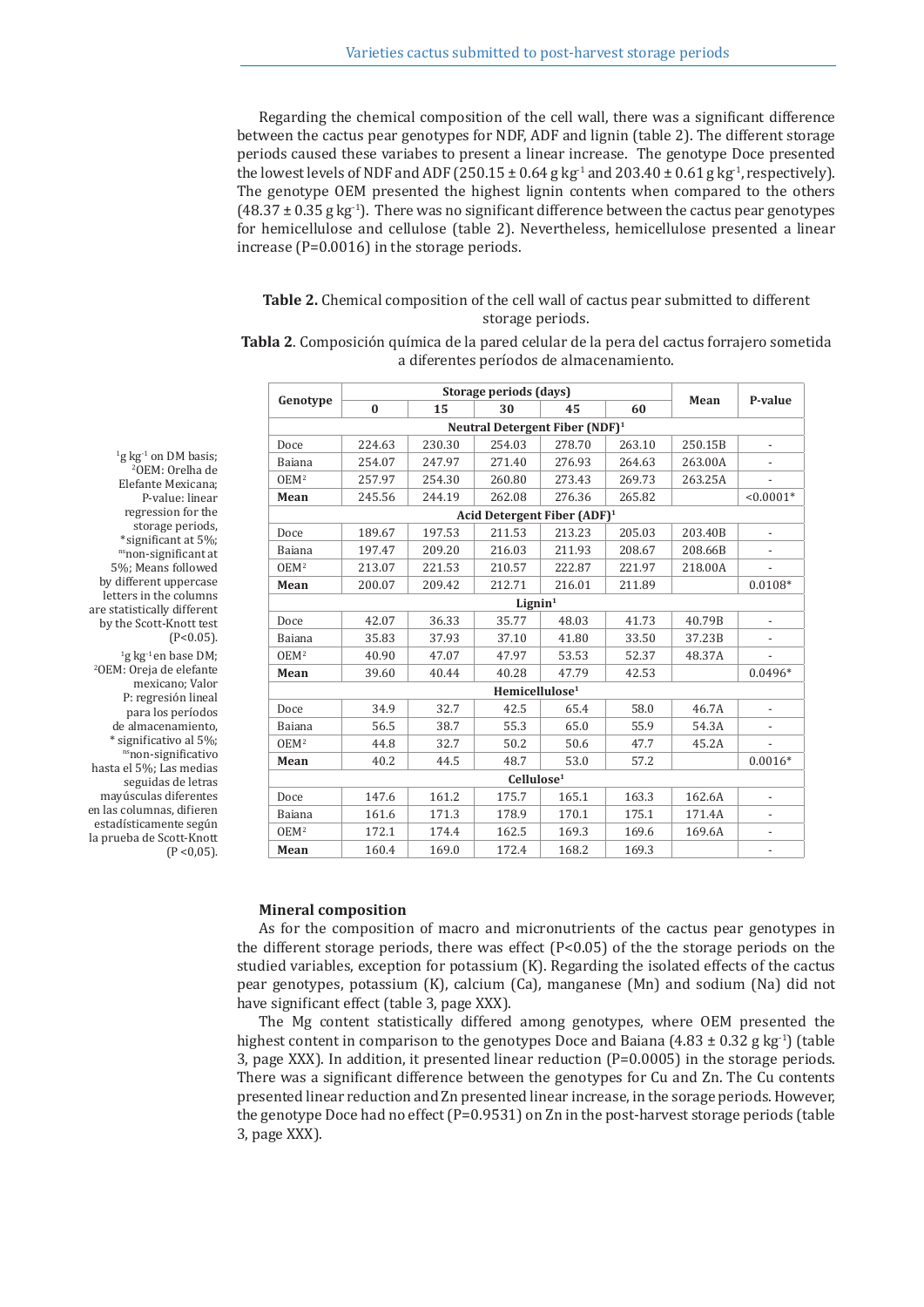Regarding the chemical composition of the cell wall, there was a significant difference between the cactus pear genotypes for NDF, ADF and lignin (table 2). The different storage periods caused these variabes to present a linear increase. The genotype Doce presented the lowest levels of NDF and ADF (250.15 ± 0.64 g $kg^{-1}$ and 203.40 ± 0.61 g $kg^{-1}$, respectively). The genotype OEM presented the highest lignin contents when compared to the others (48.37 ± 0.35 g $kg^{-1}$). There was no significant difference between the cactus pear genotypes for hemicellulose and cellulose (table 2). Nevertheless, hemicellulose presented a linear increase (P=0.0016) in the storage periods.

**Table 2.** Chemical composition of the cell wall of cactus pear submitted to different storage periods.

**Tabla 2**. Composición química de la pared celular de la pera del cactus forrajero sometida a diferentes períodos de almacenamiento.

| Genotype | Storage periods (days) | | | | | Mean | P-value |
|---|---|---|---|---|---|---|---|
| | 0 | 15 | 30 | 45 | 60 | | |
| **Neutral Detergent Fiber (NDF)[1]** | | | | | | | |
| Doce | 224.63 | 230.30 | 254.03 | 278.70 | 263.10 | 250.15B | - |
| Baiana | 254.07 | 247.97 | 271.40 | 276.93 | 264.63 | 263.00A | - |
| OEM[2] | 257.97 | 254.30 | 260.80 | 273.43 | 269.73 | 263.25A | - |
| **Mean** | 245.56 | 244.19 | 262.08 | 276.36 | 265.82 | | <0.0001* |
| **Acid Detergent Fiber (ADF)[1]** | | | | | | | |
| Doce | 189.67 | 197.53 | 211.53 | 213.23 | 205.03 | 203.40B | - |
| Baiana | 197.47 | 209.20 | 216.03 | 211.93 | 208.67 | 208.66B | - |
| OEM[2] | 213.07 | 221.53 | 210.57 | 222.87 | 221.97 | 218.00A | - |
| **Mean** | 200.07 | 209.42 | 212.71 | 216.01 | 211.89 | | 0.0108* |
| **Lignin[1]** | | | | | | | |
| Doce | 42.07 | 36.33 | 35.77 | 48.03 | 41.73 | 40.79B | - |
| Baiana | 35.83 | 37.93 | 37.10 | 41.80 | 33.50 | 37.23B | - |
| OEM[2] | 40.90 | 47.07 | 47.97 | 53.53 | 52.37 | 48.37A | - |
| **Mean** | 39.60 | 40.44 | 40.28 | 47.79 | 42.53 | | 0.0496* |
| **Hemicellulose[1]** | | | | | | | |
| Doce | 34.9 | 32.7 | 42.5 | 65.4 | 58.0 | 46.7A | - |
| Baiana | 56.5 | 38.7 | 55.3 | 65.0 | 55.9 | 54.3A | - |
| OEM[2] | 44.8 | 32.7 | 50.2 | 50.6 | 47.7 | 45.2A | - |
| **Mean** | 40.2 | 44.5 | 48.7 | 53.0 | 57.2 | | 0.0016* |
| **Cellulose[1]** | | | | | | | |
| Doce | 147.6 | 161.2 | 175.7 | 165.1 | 163.3 | 162.6A | - |
| Baiana | 161.6 | 171.3 | 178.9 | 170.1 | 175.1 | 171.4A | - |
| OEM[2] | 172.1 | 174.4 | 162.5 | 169.3 | 169.6 | 169.6A | - |
| **Mean** | 160.4 | 169.0 | 172.4 | 168.2 | 169.3 | | - |

[1]g $kg^{-1}$ on DM basis; [2]OEM: Orelha de Elefante Mexicana; P-value: linear regression for the storage periods, *significant at 5%; [ns]non-significant at 5%; Means followed by different uppercase letters in the columns are statistically different by the Scott-Knott test (P<0.05).

[1]g $kg^{-1}$ en base DM; [2]OEM: Oreja de elefante mexicano; Valor P: regresión lineal para los períodos de almacenamiento, * significativo al 5%; [ns]non-significativo hasta el 5%; Las medias seguidas de letras mayúsculas diferentes en las columnas, difieren estadísticamente según la prueba de Scott-Knott (P <0,05).

### Mineral composition

As for the composition of macro and micronutrients of the cactus pear genotypes in the different storage periods, there was effect (P<0.05) of the the storage periods on the studied variables, exception for potassium (K). Regarding the isolated effects of the cactus pear genotypes, potassium (K), calcium (Ca), manganese (Mn) and sodium (Na) did not have significant effect (table 3, page XXX).

The Mg content statistically differed among genotypes, where OEM presented the highest content in comparison to the genotypes Doce and Baiana (4.83 ± 0.32 g $kg^{-1}$) (table 3, page XXX). In addition, it presented linear reduction (P=0.0005) in the storage periods. There was a significant difference between the genotypes for Cu and Zn. The Cu contents presented linear reduction and Zn presented linear increase, in the sorage periods. However, the genotype Doce had no effect (P=0.9531) on Zn in the post-harvest storage periods (table 3, page XXX).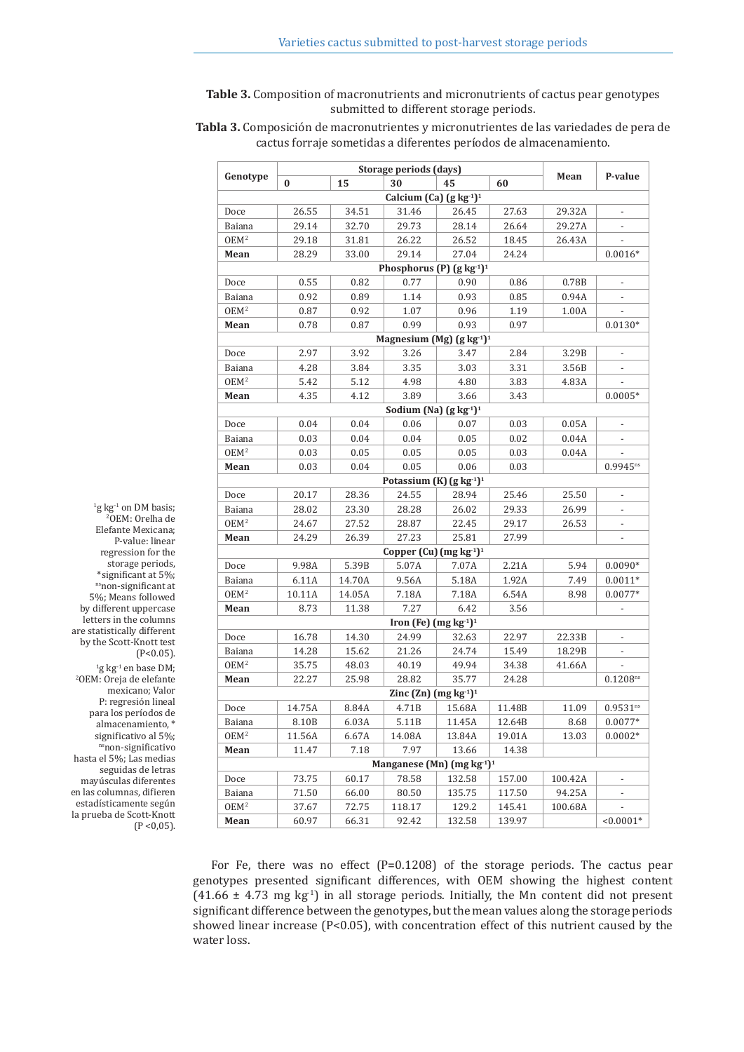**Table 3.** Composition of macronutrients and micronutrients of cactus pear genotypes submitted to different storage periods.

**Tabla 3.** Composición de macronutrientes y micronutrientes de las variedades de pera de cactus forraje sometidas a diferentes períodos de almacenamiento.

| Genotype | Storage periods (days) | | | | | Mean | P-value |
|---|---|---|---|---|---|---|---|
| | 0 | 15 | 30 | 45 | 60 | | |
| **Calcium (Ca) (g kg$^{-1}$)[1]** | | | | | | | |
| Doce | 26.55 | 34.51 | 31.46 | 26.45 | 27.63 | 29.32A | - |
| Baiana | 29.14 | 32.70 | 29.73 | 28.14 | 26.64 | 29.27A | - |
| OEM[2] | 29.18 | 31.81 | 26.22 | 26.52 | 18.45 | 26.43A | - |
| **Mean** | 28.29 | 33.00 | 29.14 | 27.04 | 24.24 | | 0.0016* |
| **Phosphorus (P) (g kg$^{-1}$)[1]** | | | | | | | |
| Doce | 0.55 | 0.82 | 0.77 | 0.90 | 0.86 | 0.78B | - |
| Baiana | 0.92 | 0.89 | 1.14 | 0.93 | 0.85 | 0.94A | - |
| OEM[2] | 0.87 | 0.92 | 1.07 | 0.96 | 1.19 | 1.00A | - |
| **Mean** | 0.78 | 0.87 | 0.99 | 0.93 | 0.97 | | 0.0130* |
| **Magnesium (Mg) (g kg$^{-1}$)[1]** | | | | | | | |
| Doce | 2.97 | 3.92 | 3.26 | 3.47 | 2.84 | 3.29B | - |
| Baiana | 4.28 | 3.84 | 3.35 | 3.03 | 3.31 | 3.56B | - |
| OEM[2] | 5.42 | 5.12 | 4.98 | 4.80 | 3.83 | 4.83A | - |
| **Mean** | 4.35 | 4.12 | 3.89 | 3.66 | 3.43 | | 0.0005* |
| **Sodium (Na) (g kg$^{-1}$)[1]** | | | | | | | |
| Doce | 0.04 | 0.04 | 0.06 | 0.07 | 0.03 | 0.05A | - |
| Baiana | 0.03 | 0.04 | 0.04 | 0.05 | 0.02 | 0.04A | - |
| OEM[2] | 0.03 | 0.05 | 0.05 | 0.05 | 0.03 | 0.04A | - |
| **Mean** | 0.03 | 0.04 | 0.05 | 0.06 | 0.03 | | 0.9945[ns] |
| **Potassium (K) (g kg$^{-1}$)[1]** | | | | | | | |
| Doce | 20.17 | 28.36 | 24.55 | 28.94 | 25.46 | 25.50 | - |
| Baiana | 28.02 | 23.30 | 28.28 | 26.02 | 29.33 | 26.99 | - |
| OEM[2] | 24.67 | 27.52 | 28.87 | 22.45 | 29.17 | 26.53 | - |
| **Mean** | 24.29 | 26.39 | 27.23 | 25.81 | 27.99 | | - |
| **Copper (Cu) (mg kg$^{-1}$)[1]** | | | | | | | |
| Doce | 9.98A | 5.39B | 5.07A | 7.07A | 2.21A | 5.94 | 0.0090* |
| Baiana | 6.11A | 14.70A | 9.56A | 5.18A | 1.92A | 7.49 | 0.0011* |
| OEM[2] | 10.11A | 14.05A | 7.18A | 7.18A | 6.54A | 8.98 | 0.0077* |
| **Mean** | 8.73 | 11.38 | 7.27 | 6.42 | 3.56 | | - |
| **Iron (Fe) (mg kg$^{-1}$)[1]** | | | | | | | |
| Doce | 16.78 | 14.30 | 24.99 | 32.63 | 22.97 | 22.33B | - |
| Baiana | 14.28 | 15.62 | 21.26 | 24.74 | 15.49 | 18.29B | - |
| OEM[2] | 35.75 | 48.03 | 40.19 | 49.94 | 34.38 | 41.66A | - |
| **Mean** | 22.27 | 25.98 | 28.82 | 35.77 | 24.28 | | 0.1208[ns] |
| **Zinc (Zn) (mg kg$^{-1}$)[1]** | | | | | | | |
| Doce | 14.75A | 8.84A | 4.71B | 15.68A | 11.48B | 11.09 | 0.9531[ns] |
| Baiana | 8.10B | 6.03A | 5.11B | 11.45A | 12.64B | 8.68 | 0.0077* |
| OEM[2] | 11.56A | 6.67A | 14.08A | 13.84A | 19.01A | 13.03 | 0.0002* |
| **Mean** | 11.47 | 7.18 | 7.97 | 13.66 | 14.38 | | |
| **Manganese (Mn) (mg kg$^{-1}$)[1]** | | | | | | | |
| Doce | 73.75 | 60.17 | 78.58 | 132.58 | 157.00 | 100.42A | - |
| Baiana | 71.50 | 66.00 | 80.50 | 135.75 | 117.50 | 94.25A | - |
| OEM[2] | 37.67 | 72.75 | 118.17 | 129.2 | 145.41 | 100.68A | - |
| **Mean** | 60.97 | 66.31 | 92.42 | 132.58 | 139.97 | | <0.0001* |

[1]g kg$^{-1}$ on DM basis; [2]OEM: Orelha de Elefante Mexicana; P-value: linear regression for the storage periods, *significant at 5%; [ns]non-significant at 5%; Means followed by different uppercase letters in the columns are statistically different by the Scott-Knott test ($P<0.05$).

[1]g kg$^{-1}$ en base DM; [2]OEM: Oreja de elefante mexicano; Valor P: regresión lineal para los períodos de almacenamiento, * significativo al 5%; [ns]non-significativo hasta el 5%; Las medias seguidas de letras mayúsculas diferentes en las columnas, difieren estadísticamente según la prueba de Scott-Knott ($P<0,05$).

For Fe, there was no effect (P=0.1208) of the storage periods. The cactus pear genotypes presented significant differences, with OEM showing the highest content (41.66 ± 4.73 mg kg$^{-1}$) in all storage periods. Initially, the Mn content did not present significant difference between the genotypes, but the mean values along the storage periods showed linear increase ($P<0.05$), with concentration effect of this nutrient caused by the water loss.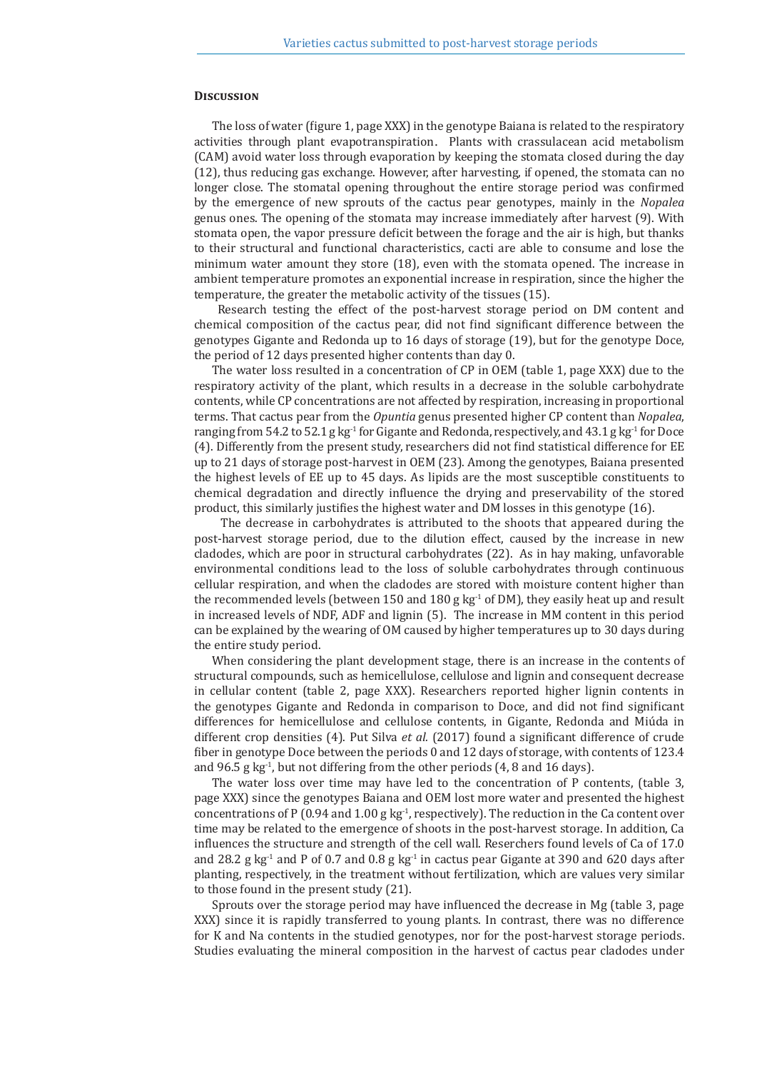## Discussion

The loss of water (figure 1, page XXX) in the genotype Baiana is related to the respiratory activities through plant evapotranspiration. Plants with crassulacean acid metabolism (CAM) avoid water loss through evaporation by keeping the stomata closed during the day (12), thus reducing gas exchange. However, after harvesting, if opened, the stomata can no longer close. The stomatal opening throughout the entire storage period was confirmed by the emergence of new sprouts of the cactus pear genotypes, mainly in the *Nopalea* genus ones. The opening of the stomata may increase immediately after harvest (9). With stomata open, the vapor pressure deficit between the forage and the air is high, but thanks to their structural and functional characteristics, cacti are able to consume and lose the minimum water amount they store (18), even with the stomata opened. The increase in ambient temperature promotes an exponential increase in respiration, since the higher the temperature, the greater the metabolic activity of the tissues (15).

Research testing the effect of the post-harvest storage period on DM content and chemical composition of the cactus pear, did not find significant difference between the genotypes Gigante and Redonda up to 16 days of storage (19), but for the genotype Doce, the period of 12 days presented higher contents than day 0.

The water loss resulted in a concentration of CP in OEM (table 1, page XXX) due to the respiratory activity of the plant, which results in a decrease in the soluble carbohydrate contents, while CP concentrations are not affected by respiration, increasing in proportional terms. That cactus pear from the *Opuntia* genus presented higher CP content than *Nopalea*, ranging from 54.2 to 52.1 g $kg^{-1}$ for Gigante and Redonda, respectively, and 43.1 g $kg^{-1}$ for Doce (4). Differently from the present study, researchers did not find statistical difference for EE up to 21 days of storage post-harvest in OEM (23). Among the genotypes, Baiana presented the highest levels of EE up to 45 days. As lipids are the most susceptible constituents to chemical degradation and directly influence the drying and preservability of the stored product, this similarly justifies the highest water and DM losses in this genotype (16).

The decrease in carbohydrates is attributed to the shoots that appeared during the post-harvest storage period, due to the dilution effect, caused by the increase in new cladodes, which are poor in structural carbohydrates (22). As in hay making, unfavorable environmental conditions lead to the loss of soluble carbohydrates through continuous cellular respiration, and when the cladodes are stored with moisture content higher than the recommended levels (between 150 and 180 g $kg^{-1}$ of DM), they easily heat up and result in increased levels of NDF, ADF and lignin (5). The increase in MM content in this period can be explained by the wearing of OM caused by higher temperatures up to 30 days during the entire study period.

When considering the plant development stage, there is an increase in the contents of structural compounds, such as hemicellulose, cellulose and lignin and consequent decrease in cellular content (table 2, page XXX). Researchers reported higher lignin contents in the genotypes Gigante and Redonda in comparison to Doce, and did not find significant differences for hemicellulose and cellulose contents, in Gigante, Redonda and Miúda in different crop densities (4). Put Silva *et al.* (2017) found a significant difference of crude fiber in genotype Doce between the periods 0 and 12 days of storage, with contents of 123.4 and 96.5 g $kg^{-1}$, but not differing from the other periods (4, 8 and 16 days).

The water loss over time may have led to the concentration of P contents, (table 3, page XXX) since the genotypes Baiana and OEM lost more water and presented the highest concentrations of P (0.94 and 1.00 g $kg^{-1}$, respectively). The reduction in the Ca content over time may be related to the emergence of shoots in the post-harvest storage. In addition, Ca influences the structure and strength of the cell wall. Reserchers found levels of Ca of 17.0 and 28.2 g $kg^{-1}$ and P of 0.7 and 0.8 g $kg^{-1}$ in cactus pear Gigante at 390 and 620 days after planting, respectively, in the treatment without fertilization, which are values very similar to those found in the present study (21).

Sprouts over the storage period may have influenced the decrease in Mg (table 3, page XXX) since it is rapidly transferred to young plants. In contrast, there was no difference for K and Na contents in the studied genotypes, nor for the post-harvest storage periods. Studies evaluating the mineral composition in the harvest of cactus pear cladodes under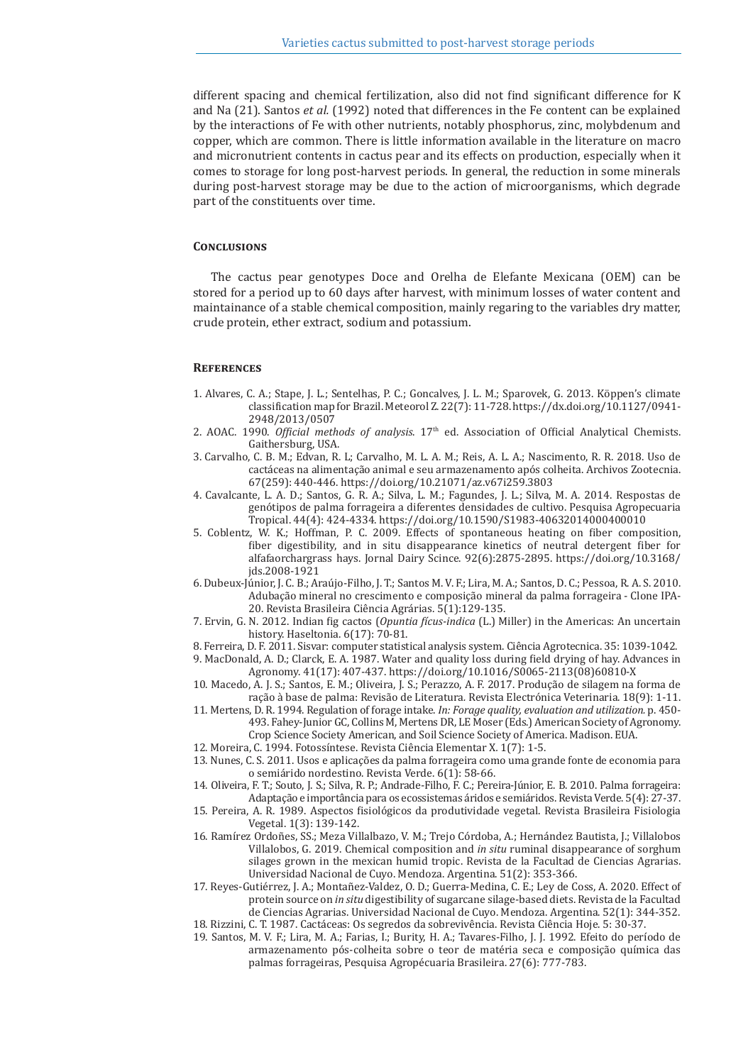different spacing and chemical fertilization, also did not find significant difference for K and Na (21). Santos *et al.* (1992) noted that differences in the Fe content can be explained by the interactions of Fe with other nutrients, notably phosphorus, zinc, molybdenum and copper, which are common. There is little information available in the literature on macro and micronutrient contents in cactus pear and its effects on production, especially when it comes to storage for long post-harvest periods. In general, the reduction in some minerals during post-harvest storage may be due to the action of microorganisms, which degrade part of the constituents over time.

## Conclusions

The cactus pear genotypes Doce and Orelha de Elefante Mexicana (OEM) can be stored for a period up to 60 days after harvest, with minimum losses of water content and maintainance of a stable chemical composition, mainly regaring to the variables dry matter, crude protein, ether extract, sodium and potassium.

## References

1. Alvares, C. A.; Stape, J. L.; Sentelhas, P. C.; Goncalves, J. L. M.; Sparovek, G. 2013. Köppen's climate classification map for Brazil. Meteorol Z. 22(7): 11-728. https://dx.doi.org/10.1127/0941-2948/2013/0507
2. AOAC. 1990. *Official methods of analysis*. 17th ed. Association of Official Analytical Chemists. Gaithersburg, USA.
3. Carvalho, C. B. M.; Edvan, R. L; Carvalho, M. L. A. M.; Reis, A. L. A.; Nascimento, R. R. 2018. Uso de cactáceas na alimentação animal e seu armazenamento após colheita. Archivos Zootecnia. 67(259): 440-446. https://doi.org/10.21071/az.v67i259.3803
4. Cavalcante, L. A. D.; Santos, G. R. A.; Silva, L. M.; Fagundes, J. L.; Silva, M. A. 2014. Respostas de genótipos de palma forrageira a diferentes densidades de cultivo. Pesquisa Agropecuaria Tropical. 44(4): 424-4334. https://doi.org/10.1590/S1983-40632014000400010
5. Coblentz, W. K.; Hoffman, P. C. 2009. Effects of spontaneous heating on fiber composition, fiber digestibility, and in situ disappearance kinetics of neutral detergent fiber for alfafaorchargrass hays. Jornal Dairy Scince. 92(6):2875-2895. https://doi.org/10.3168/jds.2008-1921
6. Dubeux-Júnior, J. C. B.; Araújo-Filho, J. T.; Santos M. V. F.; Lira, M. A.; Santos, D. C.; Pessoa, R. A. S. 2010. Adubação mineral no crescimento e composição mineral da palma forrageira - Clone IPA-20. Revista Brasileira Ciência Agrárias. 5(1):129-135.
7. Ervin, G. N. 2012. Indian fig cactos (*Opuntia fícus-indica* (L.) Miller) in the Americas: An uncertain history. Haseltonia. 6(17): 70-81.
8. Ferreira, D. F. 2011. Sisvar: computer statistical analysis system. Ciência Agrotecnica. 35: 1039-1042.
9. MacDonald, A. D.; Clarck, E. A. 1987. Water and quality loss during field drying of hay. Advances in Agronomy. 41(17): 407-437. https://doi.org/10.1016/S0065-2113(08)60810-X
10. Macedo, A. J. S.; Santos, E. M.; Oliveira, J. S.; Perazzo, A. F. 2017. Produção de silagem na forma de ração à base de palma: Revisão de Literatura. Revista Electrónica Veterinaria. 18(9): 1-11.
11. Mertens, D. R. 1994. Regulation of forage intake. *In: Forage quality, evaluation and utilization*. p. 450-493. Fahey-Junior GC, Collins M, Mertens DR, LE Moser (Eds.) American Society of Agronomy. Crop Science Society American, and Soil Science Society of America. Madison. EUA.
12. Moreira, C. 1994. Fotossíntese. Revista Ciência Elementar X. 1(7): 1-5.
13. Nunes, C. S. 2011. Usos e aplicações da palma forrageira como uma grande fonte de economia para o semiárido nordestino. Revista Verde. 6(1): 58-66.
14. Oliveira, F. T.; Souto, J. S.; Silva, R. P.; Andrade-Filho, F. C.; Pereira-Júnior, E. B. 2010. Palma forrageira: Adaptação e importância para os ecossistemas áridos e semiáridos. Revista Verde. 5(4): 27-37.
15. Pereira, A. R. 1989. Aspectos fisiológicos da produtividade vegetal. Revista Brasileira Fisiologia Vegetal. 1(3): 139-142.
16. Ramírez Ordoñes, SS.; Meza Villalbazo, V. M.; Trejo Córdoba, A.; Hernández Bautista, J.; Villalobos Villalobos, G. 2019. Chemical composition and *in situ* ruminal disappearance of sorghum silages grown in the mexican humid tropic. Revista de la Facultad de Ciencias Agrarias. Universidad Nacional de Cuyo. Mendoza. Argentina. 51(2): 353-366.
17. Reyes-Gutiérrez, J. A.; Montañez-Valdez, O. D.; Guerra-Medina, C. E.; Ley de Coss, A. 2020. Effect of protein source on *in situ* digestibility of sugarcane silage-based diets. Revista de la Facultad de Ciencias Agrarias. Universidad Nacional de Cuyo. Mendoza. Argentina. 52(1): 344-352.
18. Rizzini, C. T. 1987. Cactáceas: Os segredos da sobrevivência. Revista Ciência Hoje. 5: 30-37.
19. Santos, M. V. F.; Lira, M. A.; Farias, I.; Burity, H. A.; Tavares-Filho, J. J. 1992. Efeito do período de armazenamento pós-colheita sobre o teor de matéria seca e composição química das palmas forrageiras, Pesquisa Agropécuaria Brasileira. 27(6): 777-783.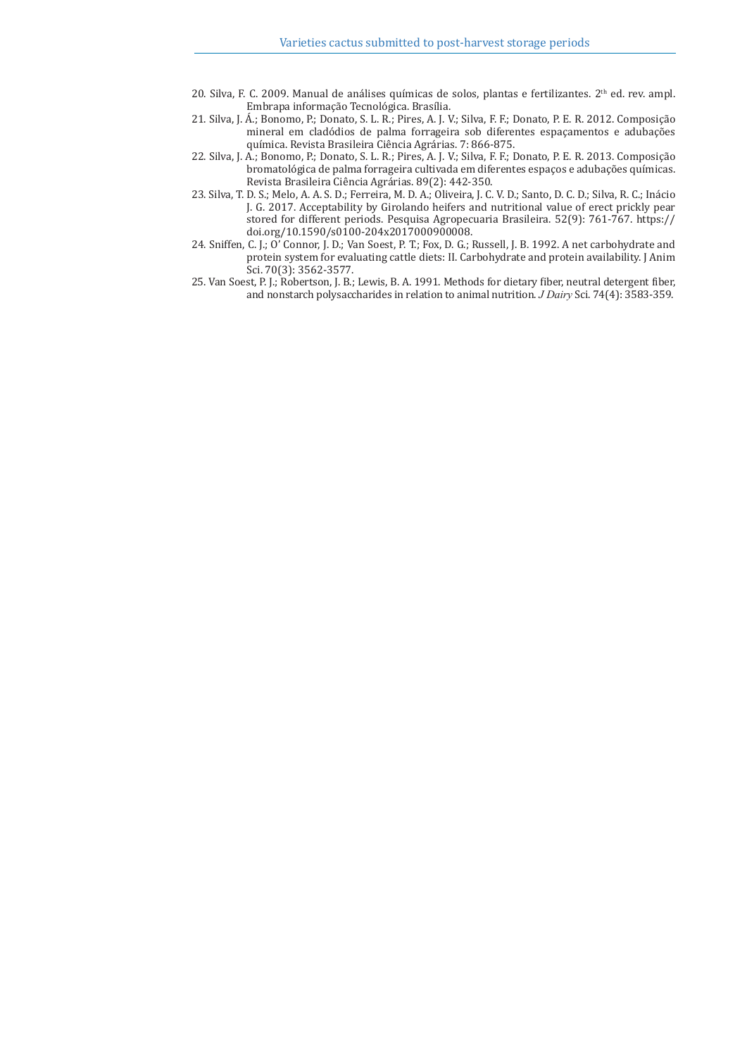20. Silva, F. C. 2009. Manual de análises químicas de solos, plantas e fertilizantes. $2^{th}$ ed. rev. ampl. Embrapa informação Tecnológica. Brasília.
21. Silva, J. Á.; Bonomo, P.; Donato, S. L. R.; Pires, A. J. V.; Silva, F. F.; Donato, P. E. R. 2012. Composição mineral em cladódios de palma forrageira sob diferentes espaçamentos e adubações química. Revista Brasileira Ciência Agrárias. 7: 866-875.
22. Silva, J. A.; Bonomo, P.; Donato, S. L. R.; Pires, A. J. V.; Silva, F. F.; Donato, P. E. R. 2013. Composição bromatológica de palma forrageira cultivada em diferentes espaços e adubações químicas. Revista Brasileira Ciência Agrárias. 89(2): 442-350.
23. Silva, T. D. S.; Melo, A. A. S. D.; Ferreira, M. D. A.; Oliveira, J. C. V. D.; Santo, D. C. D.; Silva, R. C.; Inácio J. G. 2017. Acceptability by Girolando heifers and nutritional value of erect prickly pear stored for different periods. Pesquisa Agropecuaria Brasileira. 52(9): 761-767. https://doi.org/10.1590/s0100-204x2017000900008.
24. Sniffen, C. J.; O' Connor, J. D.; Van Soest, P. T.; Fox, D. G.; Russell, J. B. 1992. A net carbohydrate and protein system for evaluating cattle diets: II. Carbohydrate and protein availability. J Anim Sci. 70(3): 3562-3577.
25. Van Soest, P. J.; Robertson, J. B.; Lewis, B. A. 1991. Methods for dietary fiber, neutral detergent fiber, and nonstarch polysaccharides in relation to animal nutrition. *J Dairy* Sci. 74(4): 3583-359.